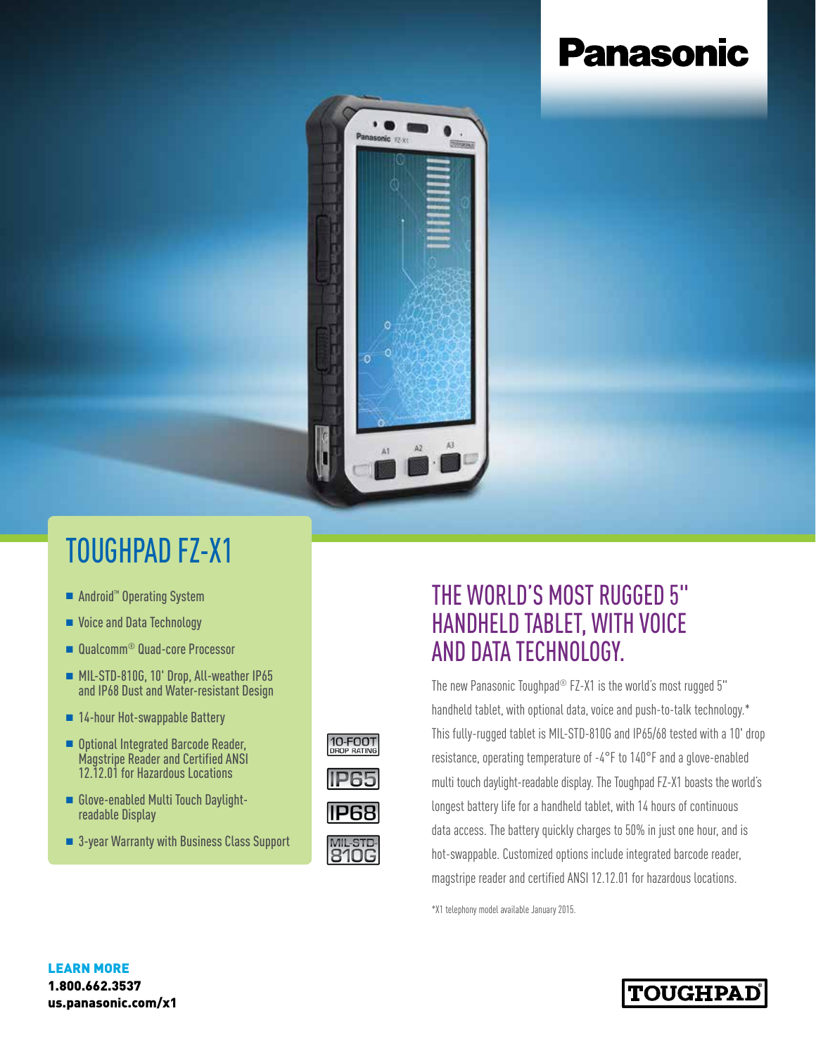Panasonic

# TOUGHPAD FZ-X1

- Android™ Operating System
- Voice and Data Technology
- Qualcomm® Quad-core Processor
- MIL-STD-810G, 10' Drop, All-weather IP65 and IP68 Dust and Water-resistant Design
- 14-hour Hot-swappable Battery
- Optional Integrated Barcode Reader, Magstripe Reader and Certified ANSI 12.12.01 for Hazardous Locations
- Glove-enabled Multi Touch Daylight-readable Display
- 3-year Warranty with Business Class Support

10-FOOT DROP RATING

IP65

IP68

MIL-STD-810G

## THE WORLD'S MOST RUGGED 5" HANDHELD TABLET, WITH VOICE AND DATA TECHNOLOGY.

The new Panasonic Toughpad® FZ-X1 is the world's most rugged 5" handheld tablet, with optional data, voice and push-to-talk technology.* This fully-rugged tablet is MIL-STD-810G and IP65/68 tested with a 10' drop resistance, operating temperature of -4°F to 140°F and a glove-enabled multi touch daylight-readable display. The Toughpad FZ-X1 boasts the world's longest battery life for a handheld tablet, with 14 hours of continuous data access. The battery quickly charges to 50% in just one hour, and is hot-swappable. Customized options include integrated barcode reader, magstripe reader and certified ANSI 12.12.01 for hazardous locations.

*X1 telephony model available January 2015.

**LEARN MORE**
**1.800.662.3537**
**us.panasonic.com/x1**

TOUGHPAD®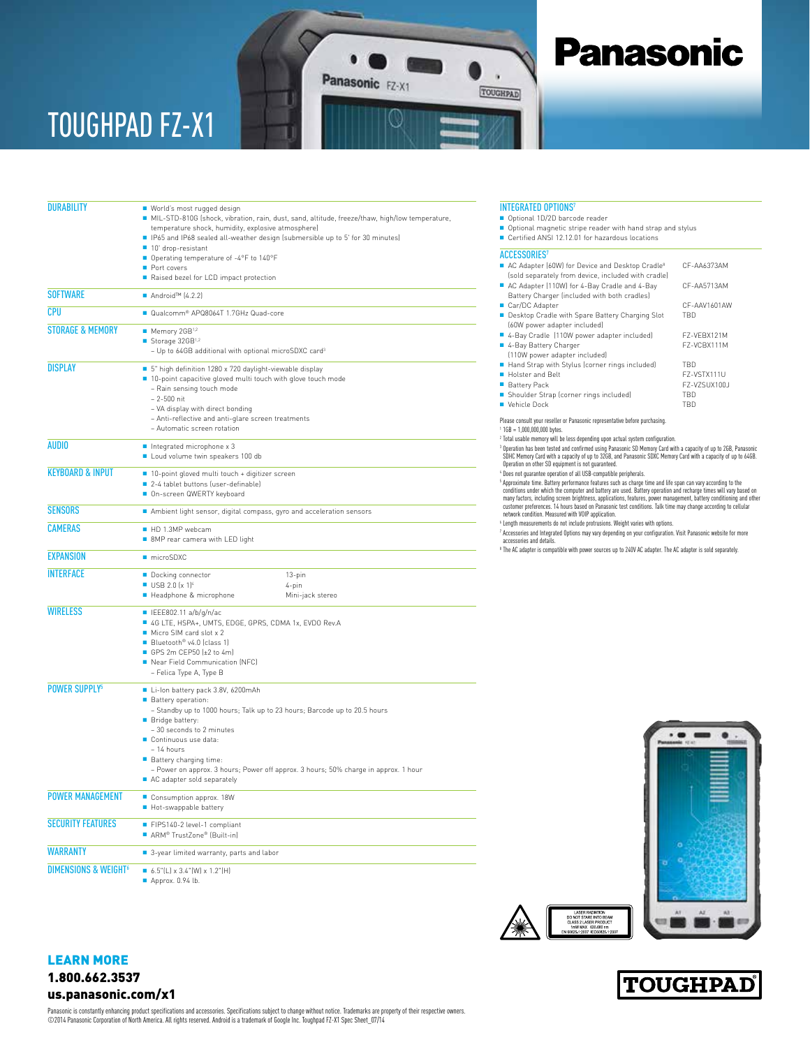# TOUGHPAD FZ-X1

Panasonic

## DURABILITY

- World's most rugged design
- MIL-STD-810G (shock, vibration, rain, dust, sand, altitude, freeze/thaw, high/low temperature, temperature shock, humidity, explosive atmosphere)
- IP65 and IP68 sealed all-weather design (submersible up to 5' for 30 minutes)
- 10' drop-resistant
- Operating temperature of -4°F to 140°F
- Port covers
- Raised bezel for LCD impact protection

## SOFTWARE

- Android™ (4.2.2)

## CPU

- Qualcomm® APQ8064T 1.7GHz Quad-core

## STORAGE & MEMORY

- Memory 2GB[1,2]
- Storage 32GB[1,2]
  - Up to 64GB additional with optional microSDXC card[3]

## DISPLAY

- 5" high definition 1280 x 720 daylight-viewable display
- 10-point capacitive gloved multi touch with glove touch mode
  - Rain sensing touch mode
  - 2-500 nit
  - VA display with direct bonding
  - Anti-reflective and anti-glare screen treatments
  - Automatic screen rotation

## AUDIO

- Integrated microphone x 3
- Loud volume twin speakers 100 db

## KEYBOARD & INPUT

- 10-point gloved multi touch + digitizer screen
- 2-4 tablet buttons (user-definable)
- On-screen QWERTY keyboard

## SENSORS

- Ambient light sensor, digital compass, gyro and acceleration sensors

## CAMERAS

- HD 1.3MP webcam
- 8MP rear camera with LED light

## EXPANSION

- microSDXC

## INTERFACE

| | |
|---|---|
| Docking connector | 13-pin |
| USB 2.0 (x 1)[4] | 4-pin |
| Headphone & microphone | Mini-jack stereo |

## WIRELESS

- IEEE802.11 a/b/g/n/ac
- 4G LTE, HSPA+, UMTS, EDGE, GPRS, CDMA 1x, EVDO Rev.A
- Micro SIM card slot x 2
- Bluetooth® v4.0 (class 1)
- GPS 2m CEP50 (±2 to 4m)
- Near Field Communication (NFC)
  - Felica Type A, Type B

## POWER SUPPLY[5]

- Li-Ion battery pack 3.8V, 6200mAh
- Battery operation:
  - Standby up to 1000 hours; Talk up to 23 hours; Barcode up to 20.5 hours
- Bridge battery:
  - 30 seconds to 2 minutes
- Continuous use data:
  - 14 hours
- Battery charging time:
  - Power on approx. 3 hours; Power off approx. 3 hours; 50% charge in approx. 1 hour
- AC adapter sold separately

## POWER MANAGEMENT

- Consumption approx. 18W
- Hot-swappable battery

## SECURITY FEATURES

- FIPS140-2 level-1 compliant
- ARM® TrustZone® (Built-in)

## WARRANTY

- 3-year limited warranty, parts and labor

## DIMENSIONS & WEIGHT[6]

- 6.5"(L) x 3.4"(W) x 1.2"(H)
- Approx. 0.94 lb.

## INTEGRATED OPTIONS[7]

- Optional 1D/2D barcode reader
- Optional magnetic stripe reader with hand strap and stylus
- Certified ANSI 12.12.01 for hazardous locations

## ACCESSORIES[7]

| | |
|---|---|
| AC Adapter (60W) for Device and Desktop Cradle[8] (sold separately from device, included with cradle) | CF-AA6373AM |
| AC Adapter (110W) for 4-Bay Cradle and 4-Bay Battery Charger (included with both cradles) | CF-AA5713AM |
| Car/DC Adapter | CF-AAV1601AW |
| Desktop Cradle with Spare Battery Charging Slot (60W power adapter included) | TBD |
| 4-Bay Cradle (110W power adapter included) | FZ-VEBX121M |
| 4-Bay Battery Charger (110W power adapter included) | FZ-VCBX111M |
| Hand Strap with Stylus (corner rings included) | TBD |
| Holster and Belt | FZ-VSTX111U |
| Battery Pack | FZ-VZSUX100J |
| Shoulder Strap (corner rings included) | TBD |
| Vehicle Dock | TBD |

Please consult your reseller or Panasonic representative before purchasing.

[1] 1GB = 1,000,000,000 bytes.

[2] Total usable memory will be less depending upon actual system configuration.

[3] Operation has been tested and confirmed using Panasonic SD Memory Card with a capacity of up to 2GB, Panasonic SDHC Memory Card with a capacity of up to 32GB, and Panasonic SDXC Memory Card with a capacity of up to 64GB. Operation on other SD equipment is not guaranteed.

[4] Does not guarantee operation of all USB-compatible peripherals.

[5] Approximate time. Battery performance features such as charge time and life span can vary according to the conditions under which the computer and battery are used. Battery operation and recharge times will vary based on many factors, including screen brightness, applications, features, power management, battery conditioning and other customer preferences. 14 hours based on Panasonic test conditions. Talk time may change according to cellular network condition. Measured with VOIP application.

[6] Length measurements do not include protrusions. Weight varies with options.

[7] Accessories and Integrated Options may vary depending on your configuration. Visit Panasonic website for more accessories and details.

[8] The AC adapter is compatible with power sources up to 240V AC adapter. The AC adapter is sold separately.

LASER RADIATION
DO NOT STARE INTO BEAM
CLASS 2 LASER PRODUCT
1mW MAX. 630-680 nm
EN 60825-1:2007 IEC60825-1:2007

## LEARN MORE

**1.800.662.3537**

**us.panasonic.com/x1**

TOUGHPAD

Panasonic is constantly enhancing product specifications and accessories. Specifications subject to change without notice. Trademarks are property of their respective owners. ©2014 Panasonic Corporation of North America. All rights reserved. Android is a trademark of Google Inc. Toughpad FZ-X1 Spec Sheet_07/14